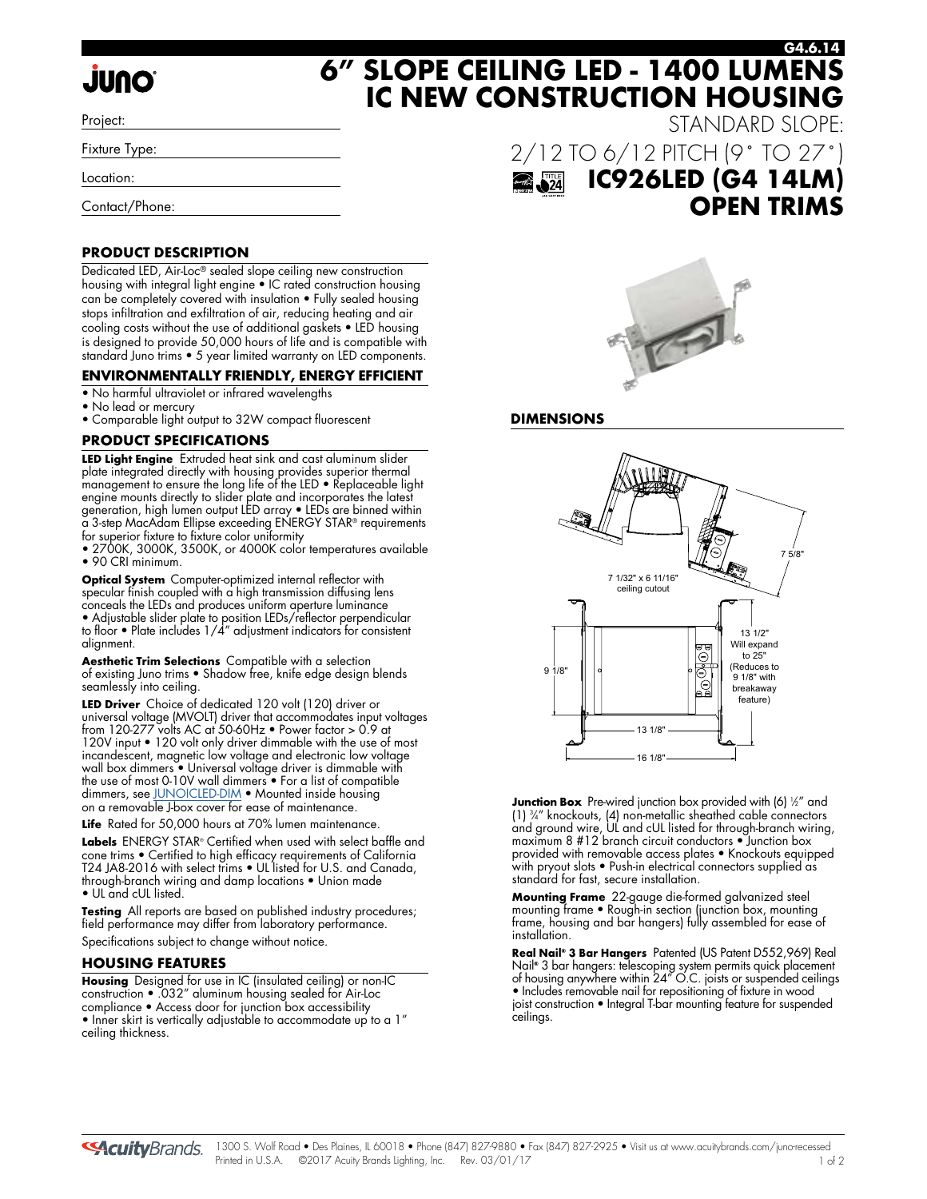# 6" SLOPE CEILING LED - 1400 LUMENS IC NEW CONSTRUCTION HOUSING

STANDARD SLOPE:

2/12 TO 6/12 PITCH (9° TO 27°)

## IC926LED (G4 14LM) OPEN TRIMS

Project:

Fixture Type:

Location:

Contact/Phone:

### PRODUCT DESCRIPTION

Dedicated LED, Air-Loc® sealed slope ceiling new construction housing with integral light engine • IC rated construction housing can be completely covered with insulation • Fully sealed housing stops infiltration and exfiltration of air, reducing heating and air cooling costs without the use of additional gaskets • LED housing is designed to provide 50,000 hours of life and is compatible with standard Juno trims • 5 year limited warranty on LED components.

### ENVIRONMENTALLY FRIENDLY, ENERGY EFFICIENT

- No harmful ultraviolet or infrared wavelengths
- No lead or mercury
- Comparable light output to 32W compact fluorescent

### PRODUCT SPECIFICATIONS

**LED Light Engine** Extruded heat sink and cast aluminum slider plate integrated directly with housing provides superior thermal management to ensure the long life of the LED • Replaceable light engine mounts directly to slider plate and incorporates the latest generation, high lumen output LED array • LEDs are binned within a 3-step MacAdam Ellipse exceeding ENERGY STAR® requirements for superior fixture to fixture color uniformity
• 2700K, 3000K, 3500K, or 4000K color temperatures available
• 90 CRI minimum.

**Optical System** Computer-optimized internal reflector with specular finish coupled with a high transmission diffusing lens conceals the LEDs and produces uniform aperture luminance • Adjustable slider plate to position LEDs/reflector perpendicular to floor • Plate includes 1/4" adjustment indicators for consistent alignment.

**Aesthetic Trim Selections** Compatible with a selection of existing Juno trims • Shadow free, knife edge design blends seamlessly into ceiling.

**LED Driver** Choice of dedicated 120 volt (120) driver or universal voltage (MVOLT) driver that accommodates input voltages from 120-277 volts AC at 50-60Hz • Power factor > 0.9 at 120V input • 120 volt only driver dimmable with the use of most incandescent, magnetic low voltage and electronic low voltage wall box dimmers • Universal voltage driver is dimmable with the use of most 0-10V wall dimmers • For a list of compatible dimmers, see JUNOICLED-DIM • Mounted inside housing on a removable J-box cover for ease of maintenance.

**Life** Rated for 50,000 hours at 70% lumen maintenance.

**Labels** ENERGY STAR® Certified when used with select baffle and cone trims • Certified to high efficacy requirements of California T24 JA8-2016 with select trims • UL listed for U.S. and Canada, through-branch wiring and damp locations • Union made
• UL and cUL listed.

**Testing** All reports are based on published industry procedures; field performance may differ from laboratory performance.

Specifications subject to change without notice.

### HOUSING FEATURES

**Housing** Designed for use in IC (insulated ceiling) or non-IC construction • .032" aluminum housing sealed for Air-Loc compliance • Access door for junction box accessibility
• Inner skirt is vertically adjustable to accommodate up to a 1" ceiling thickness.

### DIMENSIONS

7 5/8"

7 1/32" x 6 11/16" ceiling cutout

9 1/8"

13 1/2" Will expand to 25" (Reduces to 9 1/8" with breakaway feature)

13 1/8"

16 1/8"

**Junction Box** Pre-wired junction box provided with (6) ½" and (1) ¾" knockouts, (4) non-metallic sheathed cable connectors and ground wire, UL and cUL listed for through-branch wiring, maximum 8 #12 branch circuit conductors • Junction box provided with removable access plates • Knockouts equipped with pryout slots • Push-in electrical connectors supplied as standard for fast, secure installation.

**Mounting Frame** 22-gauge die-formed galvanized steel mounting frame • Rough-in section (junction box, mounting frame, housing and bar hangers) fully assembled for ease of installation.

**Real Nail® 3 Bar Hangers** Patented (US Patent D552,969) Real Nail® 3 bar hangers: telescoping system permits quick placement of housing anywhere within 24" O.C. joists or suspended ceilings • Includes removable nail for repositioning of fixture in wood joist construction • Integral T-bar mounting feature for suspended ceilings.

1300 S. Wolf Road • Des Plaines, IL 60018 • Phone (847) 827-9880 • Fax (847) 827-2925 • Visit us at www.acuitybrands.com/juno-recessed
Printed in U.S.A. ©2017 Acuity Brands Lighting, Inc. Rev. 03/01/17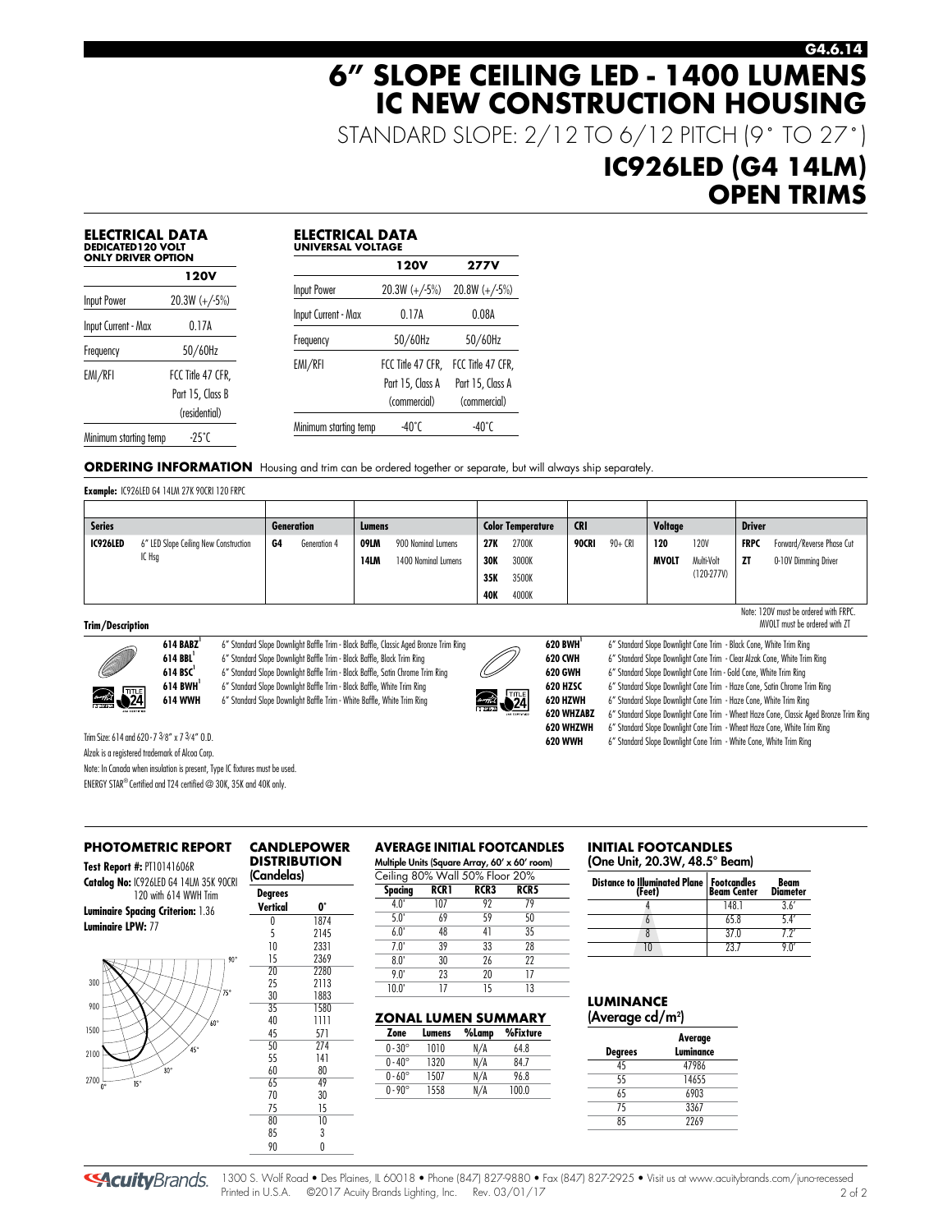G4.6.14

# 6" SLOPE CEILING LED - 1400 LUMENS IC NEW CONSTRUCTION HOUSING

STANDARD SLOPE: 2/12 TO 6/12 PITCH (9° TO 27°)

## IC926LED (G4 14LM) OPEN TRIMS

### ELECTRICAL DATA
**DEDICATED 120 VOLT ONLY DRIVER OPTION**

| | 120V |
|---|---|
| Input Power | 20.3W (+/-5%) |
| Input Current - Max | 0.17A |
| Frequency | 50/60Hz |
| EMI/RFI | FCC Title 47 CFR, Part 15, Class B (residential) |
| Minimum starting temp | -25°C |

### ELECTRICAL DATA
**UNIVERSAL VOLTAGE**

| | 120V | 277V |
|---|---|---|
| Input Power | 20.3W (+/-5%) | 20.8W (+/-5%) |
| Input Current - Max | 0.17A | 0.08A |
| Frequency | 50/60Hz | 50/60Hz |
| EMI/RFI | FCC Title 47 CFR, Part 15, Class A (commercial) | FCC Title 47 CFR, Part 15, Class A (commercial) |
| Minimum starting temp | -40°C | -40°C |

**ORDERING INFORMATION** Housing and trim can be ordered together or separate, but will always ship separately.

**Example:** IC926LED G4 14LM 27K 90CRI 120 FRPC

| Series | | Generation | | Lumens | | Color Temperature | | CRI | | Voltage | | Driver | |
|---|---|---|---|---|---|---|---|---|---|---|---|---|---|
| IC926LED | 6" LED Slope Ceiling New Construction IC Hsg | G4 | Generation 4 | 09LM | 900 Nominal Lumens | 27K | 2700K | 90CRI | 90+ CRI | 120 | 120V | FRPC | Forward/Reverse Phase Cut |
| | | | | 14LM | 1400 Nominal Lumens | 30K | 3000K | | | MVOLT | Multi-Volt (120-277V) | ZT | 0-10V Dimming Driver |
| | | | | | | 35K | 3500K | | | | | | |
| | | | | | | 40K | 4000K | | | | | | |

Note: 120V must be ordered with FRPC. MVOLT must be ordered with ZT

**Trim/Description**

- **614 BABZ**[1] 6" Standard Slope Downlight Baffle Trim - Black Baffle, Classic Aged Bronze Trim Ring
- **614 BBL**[1] 6" Standard Slope Downlight Baffle Trim - Black Baffle, Black Trim Ring
- **614 BSC**[1] 6" Standard Slope Downlight Baffle Trim - Black Baffle, Satin Chrome Trim Ring
- **614 BWH**[1] 6" Standard Slope Downlight Baffle Trim - Black Baffle, White Trim Ring
- **614 WWH** 6" Standard Slope Downlight Baffle Trim - White Baffle, White Trim Ring

- **620 BWH**[1] 6" Standard Slope Downlight Cone Trim - Black Cone, White Trim Ring
- **620 CWH** 6" Standard Slope Downlight Cone Trim - Clear Alzak Cone, White Trim Ring
- **620 GWH** 6" Standard Slope Downlight Cone Trim - Gold Cone, White Trim Ring
- **620 HZSC** 6" Standard Slope Downlight Cone Trim - Haze Cone, Satin Chrome Trim Ring
- **620 HZWH** 6" Standard Slope Downlight Cone Trim - Haze Cone, White Trim Ring
- **620 WHZABZ** 6" Standard Slope Downlight Cone Trim - Wheat Haze Cone, Classic Aged Bronze Trim Ring
- **620 WHZWH** 6" Standard Slope Downlight Cone Trim - Wheat Haze Cone, White Trim Ring
- **620 WWH** 6" Standard Slope Downlight Cone Trim - White Cone, White Trim Ring

Trim Size: 614 and 620 - 7 3/8" x 7 3/4" O.D.

Alzak is a registered trademark of Alcoa Corp.

Note: In Canada when insulation is present, Type IC fixtures must be used.

ENERGY STAR® Certified and T24 certified @ 30K, 35K and 40K only.

### PHOTOMETRIC REPORT

**Test Report #:** PT10141606R
**Catalog No:** IC926LED G4 14LM 35K 90CRI 120 with 614 WWH Trim
**Luminaire Spacing Criterion:** 1.36
**Luminaire LPW:** 77

300
900
1500
2100
2700
0°
15°
30°
45°
60°
75°
90°

### CANDLEPOWER DISTRIBUTION (Candelas)

| Degrees Vertical | 0° |
|---|---|
| 0 | 1874 |
| 5 | 2145 |
| 10 | 2331 |
| 15 | 2369 |
| 20 | 2280 |
| 25 | 2113 |
| 30 | 1883 |
| 35 | 1580 |
| 40 | 1111 |
| 45 | 571 |
| 50 | 274 |
| 55 | 141 |
| 60 | 80 |
| 65 | 49 |
| 70 | 30 |
| 75 | 15 |
| 80 | 10 |
| 85 | 3 |
| 90 | 0 |

### AVERAGE INITIAL FOOTCANDLES
**Multiple Units (Square Array, 60' x 60' room)**

Ceiling 80% Wall 50% Floor 20%

| Spacing | RCR1 | RCR3 | RCR5 |
|---|---|---|---|
| 4.0' | 107 | 92 | 79 |
| 5.0' | 69 | 59 | 50 |
| 6.0' | 48 | 41 | 35 |
| 7.0' | 39 | 33 | 28 |
| 8.0' | 30 | 26 | 22 |
| 9.0' | 23 | 20 | 17 |
| 10.0' | 17 | 15 | 13 |

### ZONAL LUMEN SUMMARY

| Zone | Lumens | %Lamp | %Fixture |
|---|---|---|---|
| 0 - 30° | 1010 | N/A | 64.8 |
| 0 - 40° | 1320 | N/A | 84.7 |
| 0 - 60° | 1507 | N/A | 96.8 |
| 0 - 90° | 1558 | N/A | 100.0 |

### INITIAL FOOTCANDLES
**(One Unit, 20.3W, 48.5° Beam)**

| Distance to Illuminated Plane (Feet) | Footcandles Beam Center | Beam Diameter |
|---|---|---|
| 4 | 148.1 | 3.6' |
| 6 | 65.8 | 5.4' |
| 8 | 37.0 | 7.2' |
| 10 | 23.7 | 9.0' |

### LUMINANCE
**(Average cd/m²)**

| Degrees | Average Luminance |
|---|---|
| 45 | 47986 |
| 55 | 14655 |
| 65 | 6903 |
| 75 | 3367 |
| 85 | 2269 |

AcuityBrands. 1300 S. Wolf Road • Des Plaines, IL 60018 • Phone (847) 827-9880 • Fax (847) 827-2925 • Visit us at www.acuitybrands.com/juno-recessed
Printed in U.S.A. ©2017 Acuity Brands Lighting, Inc. Rev. 03/01/17